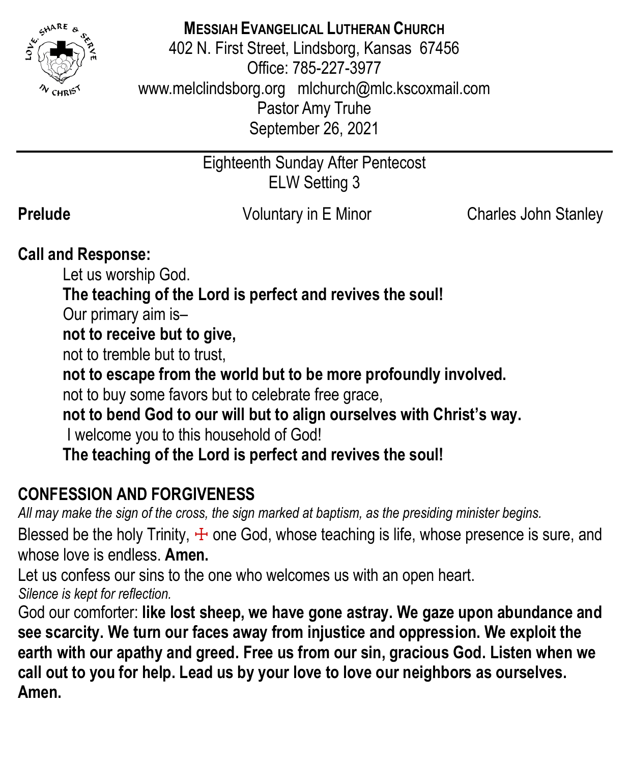**MESSIAH EVANGELICAL LUTHERAN CHURCH**
402 N. First Street, Lindsborg, Kansas 67456
Office: 785-227-3977
www.melclindsborg.org mlchurch@mlc.kscoxmail.com
Pastor Amy Truhe
September 26, 2021

Eighteenth Sunday After Pentecost
ELW Setting 3

**Prelude** Voluntary in E Minor Charles John Stanley

**Call and Response:**

Let us worship God.
**The teaching of the Lord is perfect and revives the soul!**
Our primary aim is–
**not to receive but to give,**
not to tremble but to trust,
**not to escape from the world but to be more profoundly involved.**
not to buy some favors but to celebrate free grace,
**not to bend God to our will but to align ourselves with Christ's way.**
I welcome you to this household of God!
**The teaching of the Lord is perfect and revives the soul!**

## CONFESSION AND FORGIVENESS

*All may make the sign of the cross, the sign marked at baptism, as the presiding minister begins.*

Blessed be the holy Trinity, ☩ one God, whose teaching is life, whose presence is sure, and whose love is endless. **Amen.**

Let us confess our sins to the one who welcomes us with an open heart.
*Silence is kept for reflection.*

God our comforter: **like lost sheep, we have gone astray. We gaze upon abundance and see scarcity. We turn our faces away from injustice and oppression. We exploit the earth with our apathy and greed. Free us from our sin, gracious God. Listen when we call out to you for help. Lead us by your love to love our neighbors as ourselves. Amen.**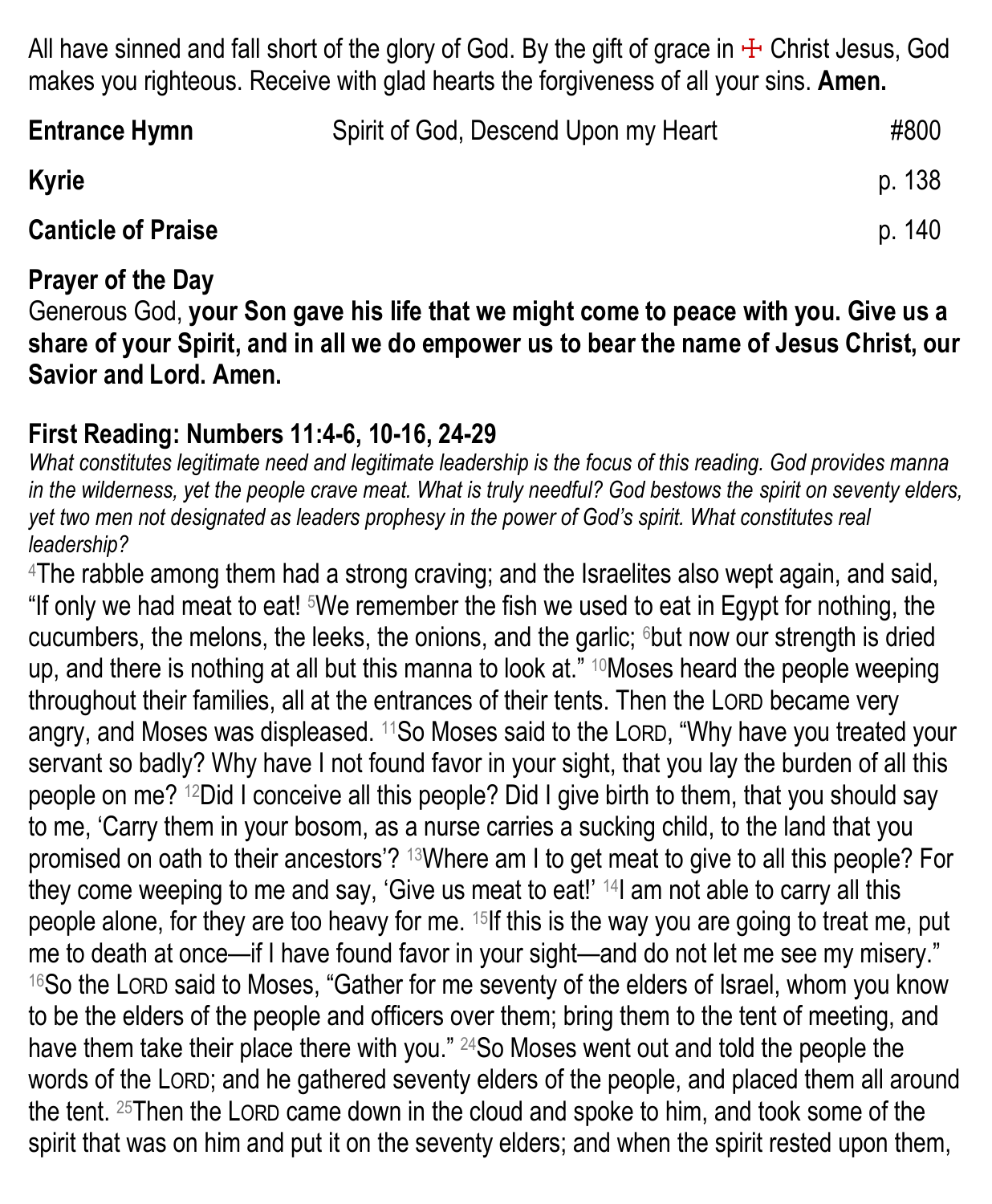All have sinned and fall short of the glory of God. By the gift of grace in ☩ Christ Jesus, God makes you righteous. Receive with glad hearts the forgiveness of all your sins. **Amen.**

**Entrance Hymn** Spirit of God, Descend Upon my Heart #800

**Kyrie** p. 138

**Canticle of Praise** p. 140

**Prayer of the Day**
Generous God, **your Son gave his life that we might come to peace with you. Give us a share of your Spirit, and in all we do empower us to bear the name of Jesus Christ, our Savior and Lord. Amen.**

**First Reading: Numbers 11:4-6, 10-16, 24-29**
*What constitutes legitimate need and legitimate leadership is the focus of this reading. God provides manna in the wilderness, yet the people crave meat. What is truly needful? God bestows the spirit on seventy elders, yet two men not designated as leaders prophesy in the power of God's spirit. What constitutes real leadership?*
4The rabble among them had a strong craving; and the Israelites also wept again, and said, "If only we had meat to eat! 5We remember the fish we used to eat in Egypt for nothing, the cucumbers, the melons, the leeks, the onions, and the garlic; 6but now our strength is dried up, and there is nothing at all but this manna to look at." 10Moses heard the people weeping throughout their families, all at the entrances of their tents. Then the LORD became very angry, and Moses was displeased. 11So Moses said to the LORD, "Why have you treated your servant so badly? Why have I not found favor in your sight, that you lay the burden of all this people on me? 12Did I conceive all this people? Did I give birth to them, that you should say to me, 'Carry them in your bosom, as a nurse carries a sucking child, to the land that you promised on oath to their ancestors'? 13Where am I to get meat to give to all this people? For they come weeping to me and say, 'Give us meat to eat!' 14I am not able to carry all this people alone, for they are too heavy for me. 15If this is the way you are going to treat me, put me to death at once—if I have found favor in your sight—and do not let me see my misery." 16So the LORD said to Moses, "Gather for me seventy of the elders of Israel, whom you know to be the elders of the people and officers over them; bring them to the tent of meeting, and have them take their place there with you." 24So Moses went out and told the people the words of the LORD; and he gathered seventy elders of the people, and placed them all around the tent. 25Then the LORD came down in the cloud and spoke to him, and took some of the spirit that was on him and put it on the seventy elders; and when the spirit rested upon them,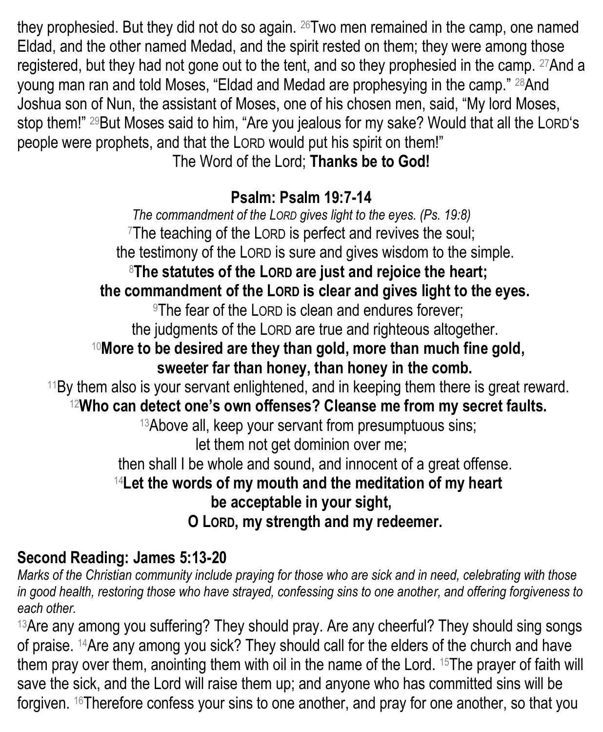they prophesied. But they did not do so again. [26]Two men remained in the camp, one named Eldad, and the other named Medad, and the spirit rested on them; they were among those registered, but they had not gone out to the tent, and so they prophesied in the camp. [27]And a young man ran and told Moses, "Eldad and Medad are prophesying in the camp." [28]And Joshua son of Nun, the assistant of Moses, one of his chosen men, said, "My lord Moses, stop them!" [29]But Moses said to him, "Are you jealous for my sake? Would that all the LORD's people were prophets, and that the LORD would put his spirit on them!"

The Word of the Lord; **Thanks be to God!**

## Psalm: Psalm 19:7-14

*The commandment of the LORD gives light to the eyes. (Ps. 19:8)*

[7]The teaching of the LORD is perfect and revives the soul;
the testimony of the LORD is sure and gives wisdom to the simple.

**[8]The statutes of the LORD are just and rejoice the heart;**
**the commandment of the LORD is clear and gives light to the eyes.**

[9]The fear of the LORD is clean and endures forever;
the judgments of the LORD are true and righteous altogether.

**[10]More to be desired are they than gold, more than much fine gold,**
**sweeter far than honey, than honey in the comb.**

[11]By them also is your servant enlightened, and in keeping them there is great reward.

**[12]Who can detect one's own offenses? Cleanse me from my secret faults.**

[13]Above all, keep your servant from presumptuous sins;
let them not get dominion over me;
then shall I be whole and sound, and innocent of a great offense.

**[14]Let the words of my mouth and the meditation of my heart**
**be acceptable in your sight,**
**O LORD, my strength and my redeemer.**

## Second Reading: James 5:13-20

*Marks of the Christian community include praying for those who are sick and in need, celebrating with those in good health, restoring those who have strayed, confessing sins to one another, and offering forgiveness to each other.*

[13]Are any among you suffering? They should pray. Are any cheerful? They should sing songs of praise. [14]Are any among you sick? They should call for the elders of the church and have them pray over them, anointing them with oil in the name of the Lord. [15]The prayer of faith will save the sick, and the Lord will raise them up; and anyone who has committed sins will be forgiven. [16]Therefore confess your sins to one another, and pray for one another, so that you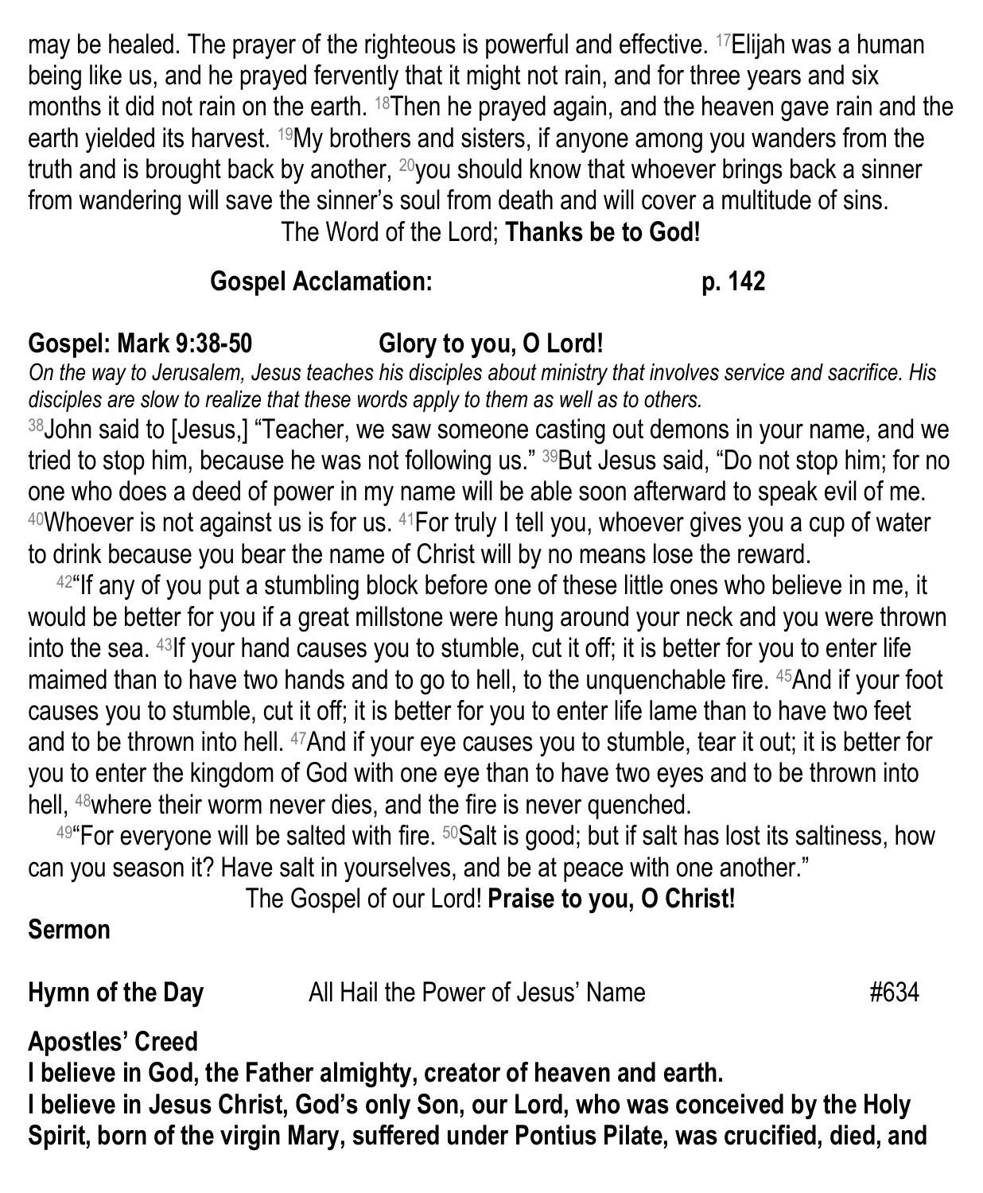may be healed. The prayer of the righteous is powerful and effective. [17]Elijah was a human being like us, and he prayed fervently that it might not rain, and for three years and six months it did not rain on the earth. [18]Then he prayed again, and the heaven gave rain and the earth yielded its harvest. [19]My brothers and sisters, if anyone among you wanders from the truth and is brought back by another, [20]you should know that whoever brings back a sinner from wandering will save the sinner's soul from death and will cover a multitude of sins.

The Word of the Lord; **Thanks be to God!**

**Gospel Acclamation:** **p. 142**

**Gospel: Mark 9:38-50** **Glory to you, O Lord!**

*On the way to Jerusalem, Jesus teaches his disciples about ministry that involves service and sacrifice. His disciples are slow to realize that these words apply to them as well as to others.*

[38]John said to [Jesus,] "Teacher, we saw someone casting out demons in your name, and we tried to stop him, because he was not following us." [39]But Jesus said, "Do not stop him; for no one who does a deed of power in my name will be able soon afterward to speak evil of me. [40]Whoever is not against us is for us. [41]For truly I tell you, whoever gives you a cup of water to drink because you bear the name of Christ will by no means lose the reward.

[42]"If any of you put a stumbling block before one of these little ones who believe in me, it would be better for you if a great millstone were hung around your neck and you were thrown into the sea. [43]If your hand causes you to stumble, cut it off; it is better for you to enter life maimed than to have two hands and to go to hell, to the unquenchable fire. [45]And if your foot causes you to stumble, cut it off; it is better for you to enter life lame than to have two feet and to be thrown into hell. [47]And if your eye causes you to stumble, tear it out; it is better for you to enter the kingdom of God with one eye than to have two eyes and to be thrown into hell, [48]where their worm never dies, and the fire is never quenched.

[49]"For everyone will be salted with fire. [50]Salt is good; but if salt has lost its saltiness, how can you season it? Have salt in yourselves, and be at peace with one another."

The Gospel of our Lord! **Praise to you, O Christ!**

**Sermon**

**Hymn of the Day** All Hail the Power of Jesus' Name #634

**Apostles' Creed**

**I believe in God, the Father almighty, creator of heaven and earth.**

**I believe in Jesus Christ, God's only Son, our Lord, who was conceived by the Holy Spirit, born of the virgin Mary, suffered under Pontius Pilate, was crucified, died, and**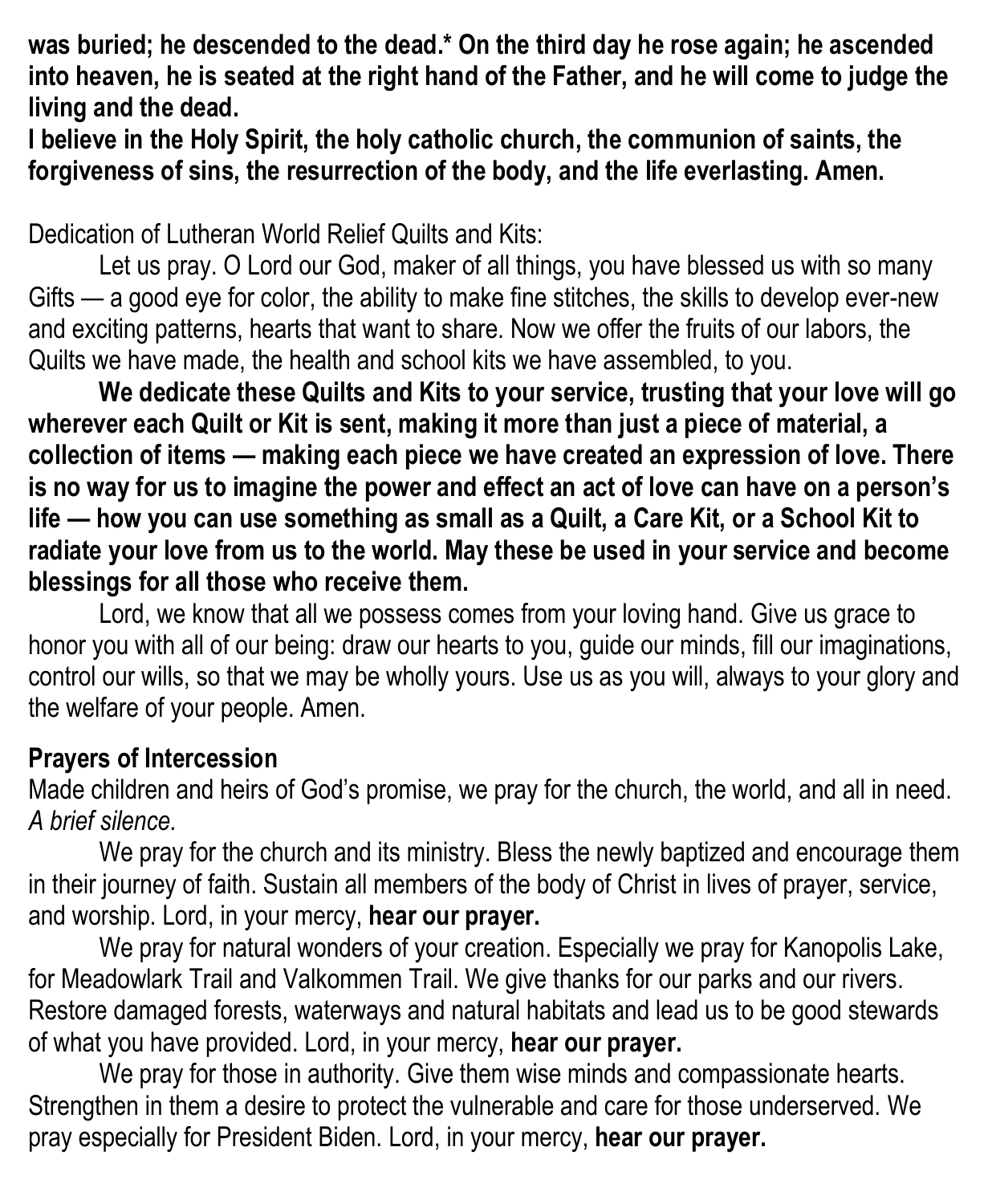**was buried; he descended to the dead.* On the third day he rose again; he ascended into heaven, he is seated at the right hand of the Father, and he will come to judge the living and the dead.**
**I believe in the Holy Spirit, the holy catholic church, the communion of saints, the forgiveness of sins, the resurrection of the body, and the life everlasting. Amen.**

Dedication of Lutheran World Relief Quilts and Kits:

Let us pray. O Lord our God, maker of all things, you have blessed us with so many Gifts — a good eye for color, the ability to make fine stitches, the skills to develop ever-new and exciting patterns, hearts that want to share. Now we offer the fruits of our labors, the Quilts we have made, the health and school kits we have assembled, to you.

**We dedicate these Quilts and Kits to your service, trusting that your love will go wherever each Quilt or Kit is sent, making it more than just a piece of material, a collection of items — making each piece we have created an expression of love. There is no way for us to imagine the power and effect an act of love can have on a person's life — how you can use something as small as a Quilt, a Care Kit, or a School Kit to radiate your love from us to the world. May these be used in your service and become blessings for all those who receive them.**

Lord, we know that all we possess comes from your loving hand. Give us grace to honor you with all of our being: draw our hearts to you, guide our minds, fill our imaginations, control our wills, so that we may be wholly yours. Use us as you will, always to your glory and the welfare of your people. Amen.

**Prayers of Intercession**

Made children and heirs of God's promise, we pray for the church, the world, and all in need.
*A brief silence.*

We pray for the church and its ministry. Bless the newly baptized and encourage them in their journey of faith. Sustain all members of the body of Christ in lives of prayer, service, and worship. Lord, in your mercy, **hear our prayer.**

We pray for natural wonders of your creation. Especially we pray for Kanopolis Lake, for Meadowlark Trail and Valkommen Trail. We give thanks for our parks and our rivers. Restore damaged forests, waterways and natural habitats and lead us to be good stewards of what you have provided. Lord, in your mercy, **hear our prayer.**

We pray for those in authority. Give them wise minds and compassionate hearts. Strengthen in them a desire to protect the vulnerable and care for those underserved. We pray especially for President Biden. Lord, in your mercy, **hear our prayer.**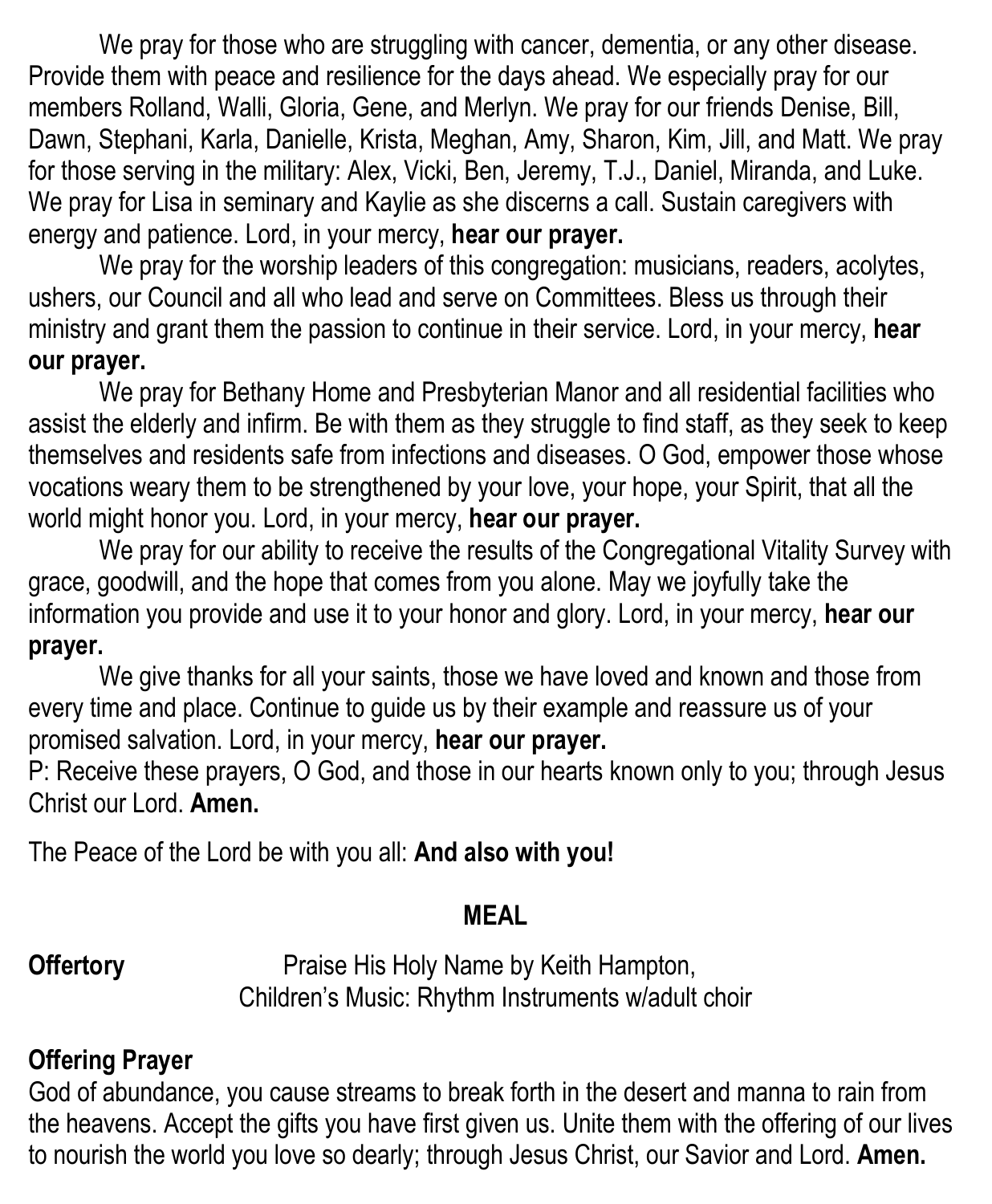We pray for those who are struggling with cancer, dementia, or any other disease. Provide them with peace and resilience for the days ahead. We especially pray for our members Rolland, Walli, Gloria, Gene, and Merlyn. We pray for our friends Denise, Bill, Dawn, Stephani, Karla, Danielle, Krista, Meghan, Amy, Sharon, Kim, Jill, and Matt. We pray for those serving in the military: Alex, Vicki, Ben, Jeremy, T.J., Daniel, Miranda, and Luke. We pray for Lisa in seminary and Kaylie as she discerns a call. Sustain caregivers with energy and patience. Lord, in your mercy, **hear our prayer.**

We pray for the worship leaders of this congregation: musicians, readers, acolytes, ushers, our Council and all who lead and serve on Committees. Bless us through their ministry and grant them the passion to continue in their service. Lord, in your mercy, **hear our prayer.**

We pray for Bethany Home and Presbyterian Manor and all residential facilities who assist the elderly and infirm. Be with them as they struggle to find staff, as they seek to keep themselves and residents safe from infections and diseases. O God, empower those whose vocations weary them to be strengthened by your love, your hope, your Spirit, that all the world might honor you. Lord, in your mercy, **hear our prayer.**

We pray for our ability to receive the results of the Congregational Vitality Survey with grace, goodwill, and the hope that comes from you alone. May we joyfully take the information you provide and use it to your honor and glory. Lord, in your mercy, **hear our prayer.**

We give thanks for all your saints, those we have loved and known and those from every time and place. Continue to guide us by their example and reassure us of your promised salvation. Lord, in your mercy, **hear our prayer.**

P: Receive these prayers, O God, and those in our hearts known only to you; through Jesus Christ our Lord. **Amen.**

The Peace of the Lord be with you all: **And also with you!**

## MEAL

**Offertory** Praise His Holy Name by Keith Hampton,
Children's Music: Rhythm Instruments w/adult choir

**Offering Prayer**

God of abundance, you cause streams to break forth in the desert and manna to rain from the heavens. Accept the gifts you have first given us. Unite them with the offering of our lives to nourish the world you love so dearly; through Jesus Christ, our Savior and Lord. **Amen.**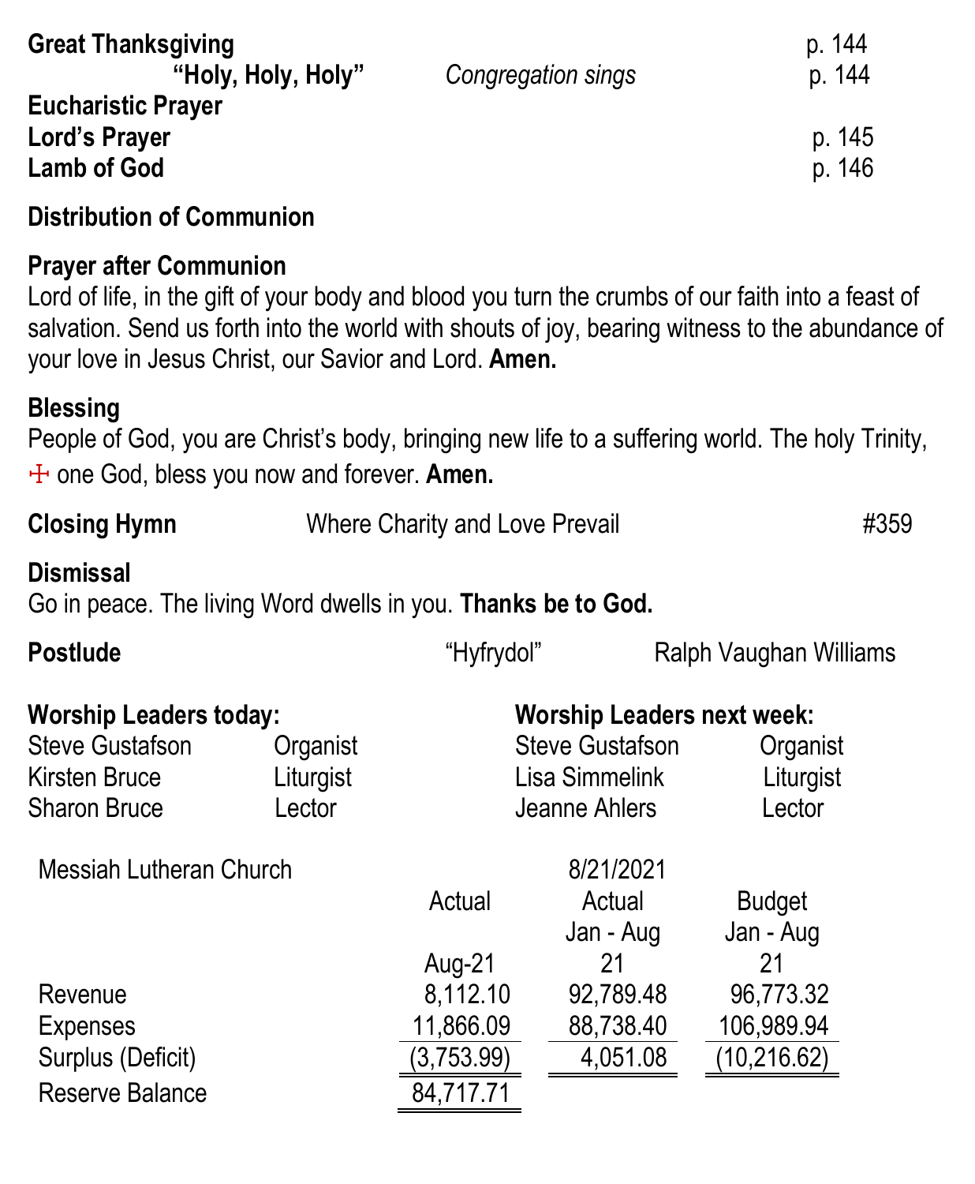**Great Thanksgiving** p. 144

**"Holy, Holy, Holy"** *Congregation sings* p. 144

**Eucharistic Prayer**

**Lord's Prayer** p. 145

**Lamb of God** p. 146

**Distribution of Communion**

**Prayer after Communion**

Lord of life, in the gift of your body and blood you turn the crumbs of our faith into a feast of salvation. Send us forth into the world with shouts of joy, bearing witness to the abundance of your love in Jesus Christ, our Savior and Lord. **Amen.**

**Blessing**

People of God, you are Christ's body, bringing new life to a suffering world. The holy Trinity, ☩ one God, bless you now and forever. **Amen.**

**Closing Hymn** Where Charity and Love Prevail #359

**Dismissal**

Go in peace. The living Word dwells in you. **Thanks be to God.**

**Postlude** "Hyfrydol" Ralph Vaughan Williams

**Worship Leaders today:**

| | |
|---|---|
| Steve Gustafson | Organist |
| Kirsten Bruce | Liturgist |
| Sharon Bruce | Lector |

**Worship Leaders next week:**

| | |
|---|---|
| Steve Gustafson | Organist |
| Lisa Simmelink | Liturgist |
| Jeanne Ahlers | Lector |

| Messiah Lutheran Church | | 8/21/2021 | |
|---|---|---|---|
| | Actual | Actual | Budget |
| | | Jan - Aug | Jan - Aug |
| | Aug-21 | 21 | 21 |
| Revenue | 8,112.10 | 92,789.48 | 96,773.32 |
| Expenses | 11,866.09 | 88,738.40 | 106,989.94 |
| Surplus (Deficit) | (3,753.99) | 4,051.08 | (10,216.62) |
| Reserve Balance | 84,717.71 | | |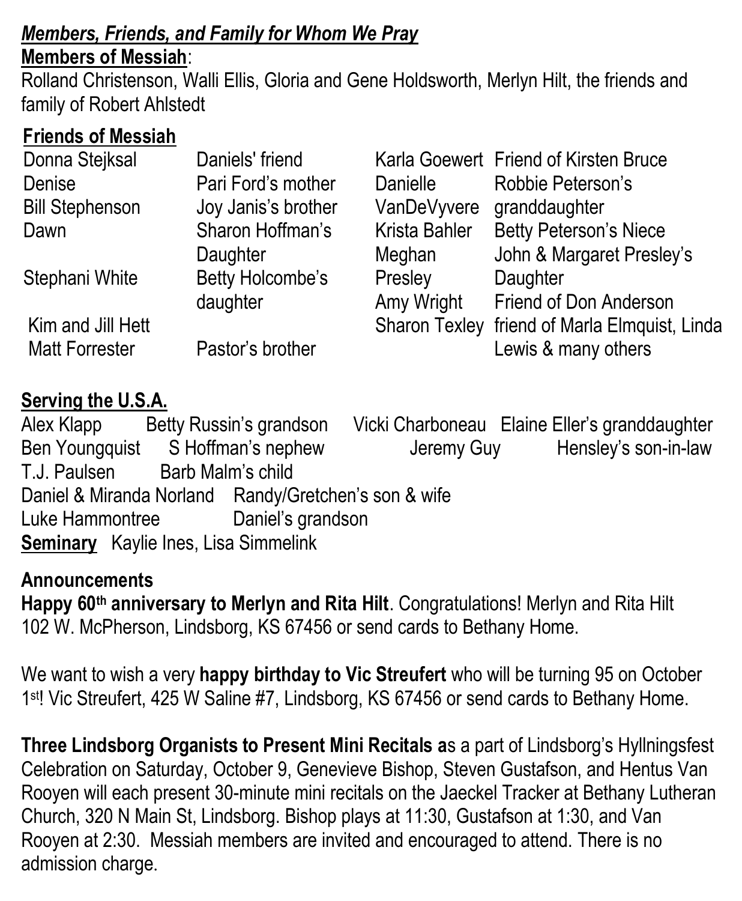***Members, Friends, and Family for Whom We Pray***

**Members of Messiah**:

Rolland Christenson, Walli Ellis, Gloria and Gene Holdsworth, Merlyn Hilt, the friends and family of Robert Ahlstedt

**Friends of Messiah**

| | | | |
|---|---|---|---|
| Donna Stejksal | Daniels' friend | Karla Goewert | Friend of Kirsten Bruce |
| Denise | Pari Ford's mother | Danielle VanDeVyvere | Robbie Peterson's granddaughter |
| Bill Stephenson | Joy Janis's brother | Krista Bahler | Betty Peterson's Niece |
| Dawn | Sharon Hoffman's Daughter | Meghan Presley | John & Margaret Presley's Daughter |
| Stephani White | Betty Holcombe's daughter | Amy Wright | Friend of Don Anderson |
| Kim and Jill Hett | | Sharon Texley | friend of Marla Elmquist, Linda Lewis & many others |
| Matt Forrester | Pastor's brother | | |

**Serving the U.S.A.**

| | | | |
|---|---|---|---|
| Alex Klapp | Betty Russin's grandson | Vicki Charboneau | Elaine Eller's granddaughter |
| Ben Youngquist | S Hoffman's nephew | Jeremy Guy | Hensley's son-in-law |
| T.J. Paulsen | Barb Malm's child | | |
| Daniel & Miranda Norland | Randy/Gretchen's son & wife | | |
| Luke Hammontree | Daniel's grandson | | |

**Seminary** Kaylie Ines, Lisa Simmelink

**Announcements**

**Happy 60th anniversary to Merlyn and Rita Hilt**. Congratulations! Merlyn and Rita Hilt 102 W. McPherson, Lindsborg, KS 67456 or send cards to Bethany Home.

We want to wish a very **happy birthday to Vic Streufert** who will be turning 95 on October 1st! Vic Streufert, 425 W Saline #7, Lindsborg, KS 67456 or send cards to Bethany Home.

**Three Lindsborg Organists to Present Mini Recitals a**s a part of Lindsborg's Hyllningsfest Celebration on Saturday, October 9, Genevieve Bishop, Steven Gustafson, and Hentus Van Rooyen will each present 30-minute mini recitals on the Jaeckel Tracker at Bethany Lutheran Church, 320 N Main St, Lindsborg. Bishop plays at 11:30, Gustafson at 1:30, and Van Rooyen at 2:30. Messiah members are invited and encouraged to attend. There is no admission charge.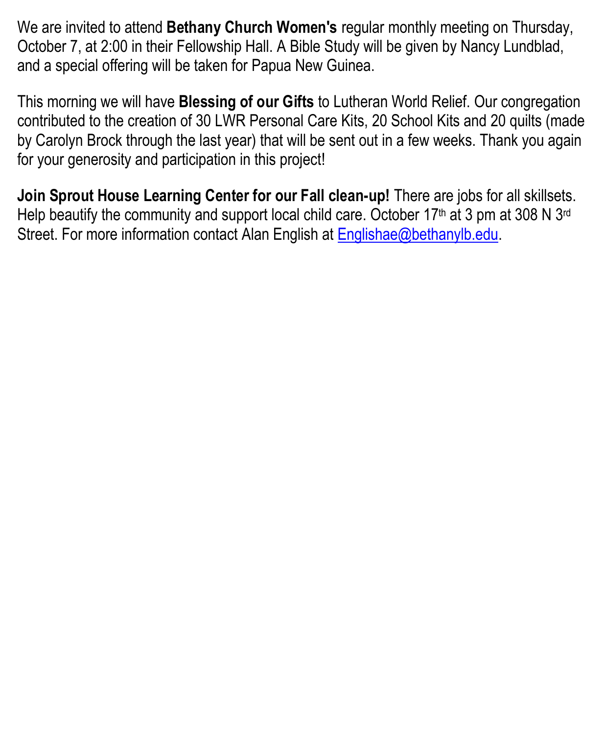We are invited to attend **Bethany Church Women's** regular monthly meeting on Thursday, October 7, at 2:00 in their Fellowship Hall. A Bible Study will be given by Nancy Lundblad, and a special offering will be taken for Papua New Guinea.

This morning we will have **Blessing of our Gifts** to Lutheran World Relief. Our congregation contributed to the creation of 30 LWR Personal Care Kits, 20 School Kits and 20 quilts (made by Carolyn Brock through the last year) that will be sent out in a few weeks. Thank you again for your generosity and participation in this project!

**Join Sprout House Learning Center for our Fall clean-up!** There are jobs for all skillsets. Help beautify the community and support local child care. October 17th at 3 pm at 308 N 3rd Street. For more information contact Alan English at [Englishae@bethanylb.edu](mailto:Englishae@bethanylb.edu).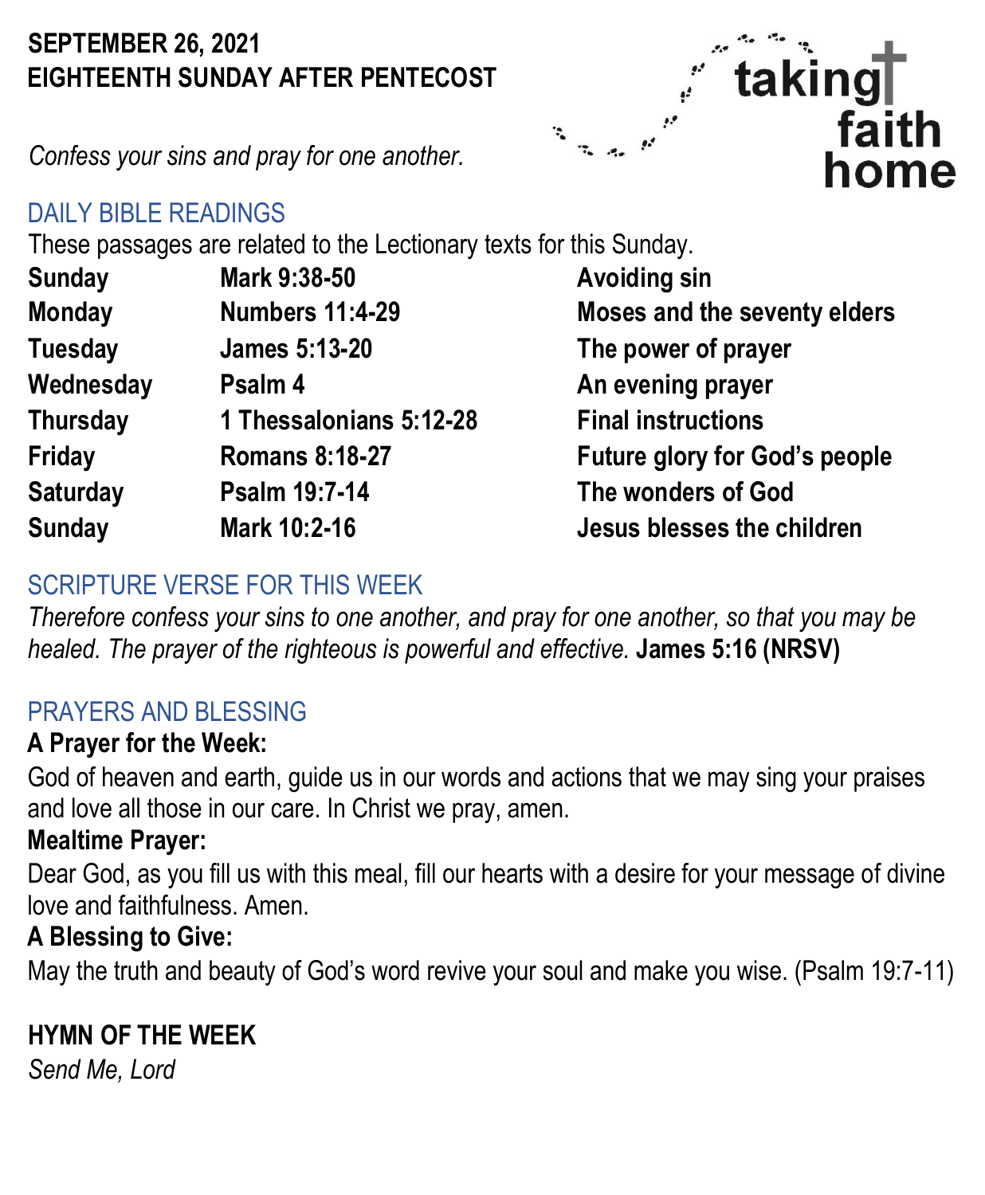**SEPTEMBER 26, 2021**
**EIGHTEENTH SUNDAY AFTER PENTECOST**

taking faith home

*Confess your sins and pray for one another.*

## DAILY BIBLE READINGS

These passages are related to the Lectionary texts for this Sunday.

| | | |
|---|---|---|
| **Sunday** | **Mark 9:38-50** | **Avoiding sin** |
| **Monday** | **Numbers 11:4-29** | **Moses and the seventy elders** |
| **Tuesday** | **James 5:13-20** | **The power of prayer** |
| **Wednesday** | **Psalm 4** | **An evening prayer** |
| **Thursday** | **1 Thessalonians 5:12-28** | **Final instructions** |
| **Friday** | **Romans 8:18-27** | **Future glory for God's people** |
| **Saturday** | **Psalm 19:7-14** | **The wonders of God** |
| **Sunday** | **Mark 10:2-16** | **Jesus blesses the children** |

## SCRIPTURE VERSE FOR THIS WEEK

*Therefore confess your sins to one another, and pray for one another, so that you may be healed. The prayer of the righteous is powerful and effective.* **James 5:16 (NRSV)**

## PRAYERS AND BLESSING

**A Prayer for the Week:**

God of heaven and earth, guide us in our words and actions that we may sing your praises and love all those in our care. In Christ we pray, amen.

**Mealtime Prayer:**

Dear God, as you fill us with this meal, fill our hearts with a desire for your message of divine love and faithfulness. Amen.

**A Blessing to Give:**

May the truth and beauty of God's word revive your soul and make you wise. (Psalm 19:7-11)

## HYMN OF THE WEEK

*Send Me, Lord*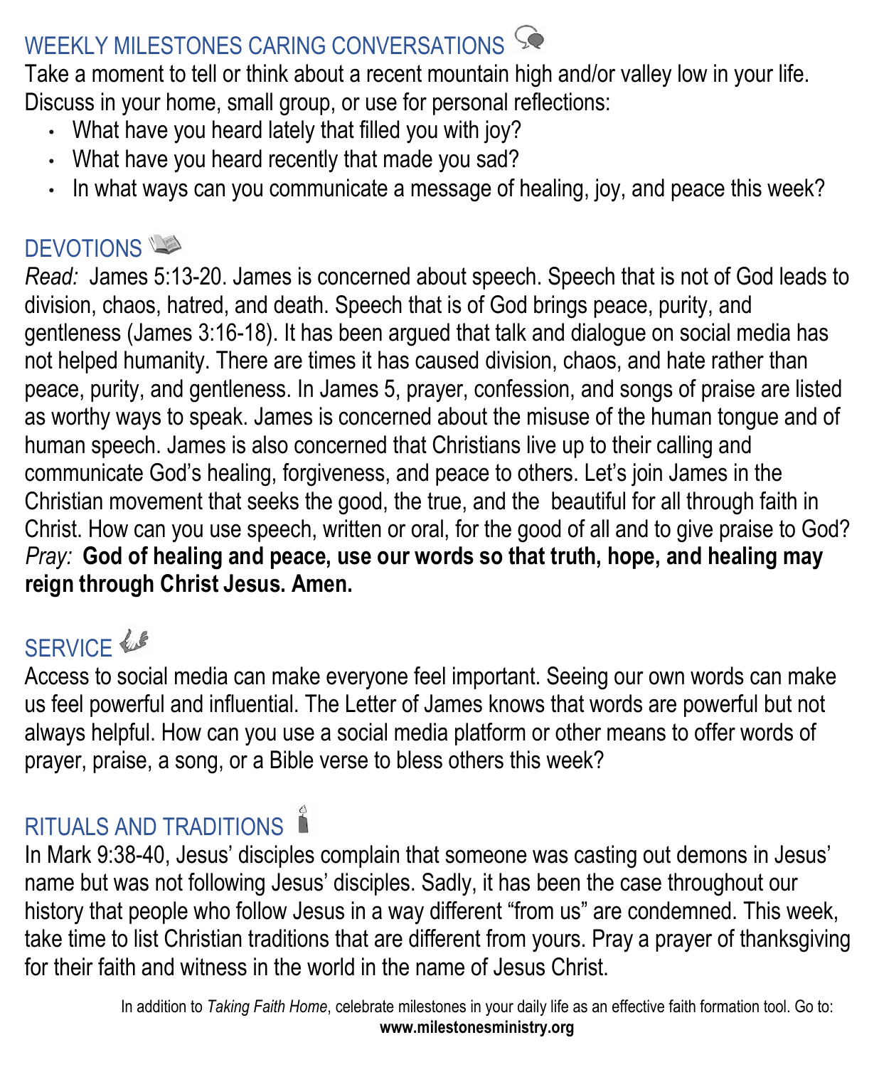## WEEKLY MILESTONES CARING CONVERSATIONS

Take a moment to tell or think about a recent mountain high and/or valley low in your life. Discuss in your home, small group, or use for personal reflections:

- What have you heard lately that filled you with joy?
- What have you heard recently that made you sad?
- In what ways can you communicate a message of healing, joy, and peace this week?

## DEVOTIONS

*Read:* James 5:13-20. James is concerned about speech. Speech that is not of God leads to division, chaos, hatred, and death. Speech that is of God brings peace, purity, and gentleness (James 3:16-18). It has been argued that talk and dialogue on social media has not helped humanity. There are times it has caused division, chaos, and hate rather than peace, purity, and gentleness. In James 5, prayer, confession, and songs of praise are listed as worthy ways to speak. James is concerned about the misuse of the human tongue and of human speech. James is also concerned that Christians live up to their calling and communicate God's healing, forgiveness, and peace to others. Let's join James in the Christian movement that seeks the good, the true, and the beautiful for all through faith in Christ. How can you use speech, written or oral, for the good of all and to give praise to God?
*Pray:* **God of healing and peace, use our words so that truth, hope, and healing may reign through Christ Jesus. Amen.**

## SERVICE

Access to social media can make everyone feel important. Seeing our own words can make us feel powerful and influential. The Letter of James knows that words are powerful but not always helpful. How can you use a social media platform or other means to offer words of prayer, praise, a song, or a Bible verse to bless others this week?

## RITUALS AND TRADITIONS

In Mark 9:38-40, Jesus' disciples complain that someone was casting out demons in Jesus' name but was not following Jesus' disciples. Sadly, it has been the case throughout our history that people who follow Jesus in a way different "from us" are condemned. This week, take time to list Christian traditions that are different from yours. Pray a prayer of thanksgiving for their faith and witness in the world in the name of Jesus Christ.

In addition to *Taking Faith Home*, celebrate milestones in your daily life as an effective faith formation tool. Go to: **www.milestonesministry.org**